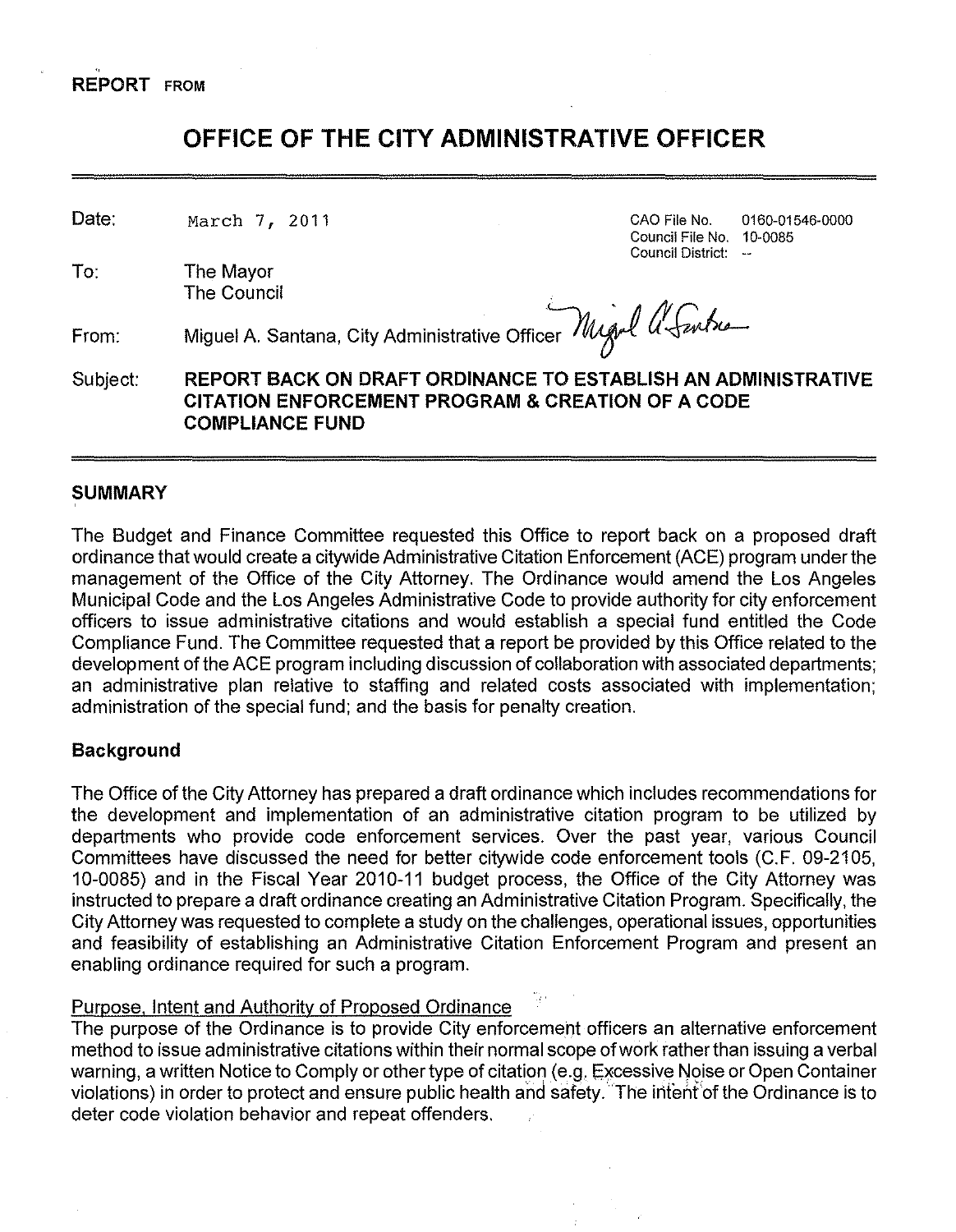**REPORT FROM**

# OFFICE OF THE CITY ADMINISTRATIVE OFFICER

| | | | |
|---|---|---|---|
| Date: | March 7, 2011 | CAO File No.<br>Council File No.<br>Council District: | 0160-01546-0000<br>10-0085<br>-- |
| To: | The Mayor<br>The Council | | |
| From: | Miguel A. Santana, City Administrative Officer | | |
| Subject: | **REPORT BACK ON DRAFT ORDINANCE TO ESTABLISH AN ADMINISTRATIVE CITATION ENFORCEMENT PROGRAM & CREATION OF A CODE COMPLIANCE FUND** | | |

## SUMMARY

The Budget and Finance Committee requested this Office to report back on a proposed draft ordinance that would create a citywide Administrative Citation Enforcement (ACE) program under the management of the Office of the City Attorney. The Ordinance would amend the Los Angeles Municipal Code and the Los Angeles Administrative Code to provide authority for city enforcement officers to issue administrative citations and would establish a special fund entitled the Code Compliance Fund. The Committee requested that a report be provided by this Office related to the development of the ACE program including discussion of collaboration with associated departments; an administrative plan relative to staffing and related costs associated with implementation; administration of the special fund; and the basis for penalty creation.

### Background

The Office of the City Attorney has prepared a draft ordinance which includes recommendations for the development and implementation of an administrative citation program to be utilized by departments who provide code enforcement services. Over the past year, various Council Committees have discussed the need for better citywide code enforcement tools (C.F. 09-2105, 10-0085) and in the Fiscal Year 2010-11 budget process, the Office of the City Attorney was instructed to prepare a draft ordinance creating an Administrative Citation Program. Specifically, the City Attorney was requested to complete a study on the challenges, operational issues, opportunities and feasibility of establishing an Administrative Citation Enforcement Program and present an enabling ordinance required for such a program.

<u>Purpose, Intent and Authority of Proposed Ordinance</u>

The purpose of the Ordinance is to provide City enforcement officers an alternative enforcement method to issue administrative citations within their normal scope of work rather than issuing a verbal warning, a written Notice to Comply or other type of citation (e.g. Excessive Noise or Open Container violations) in order to protect and ensure public health and safety. The intent of the Ordinance is to deter code violation behavior and repeat offenders.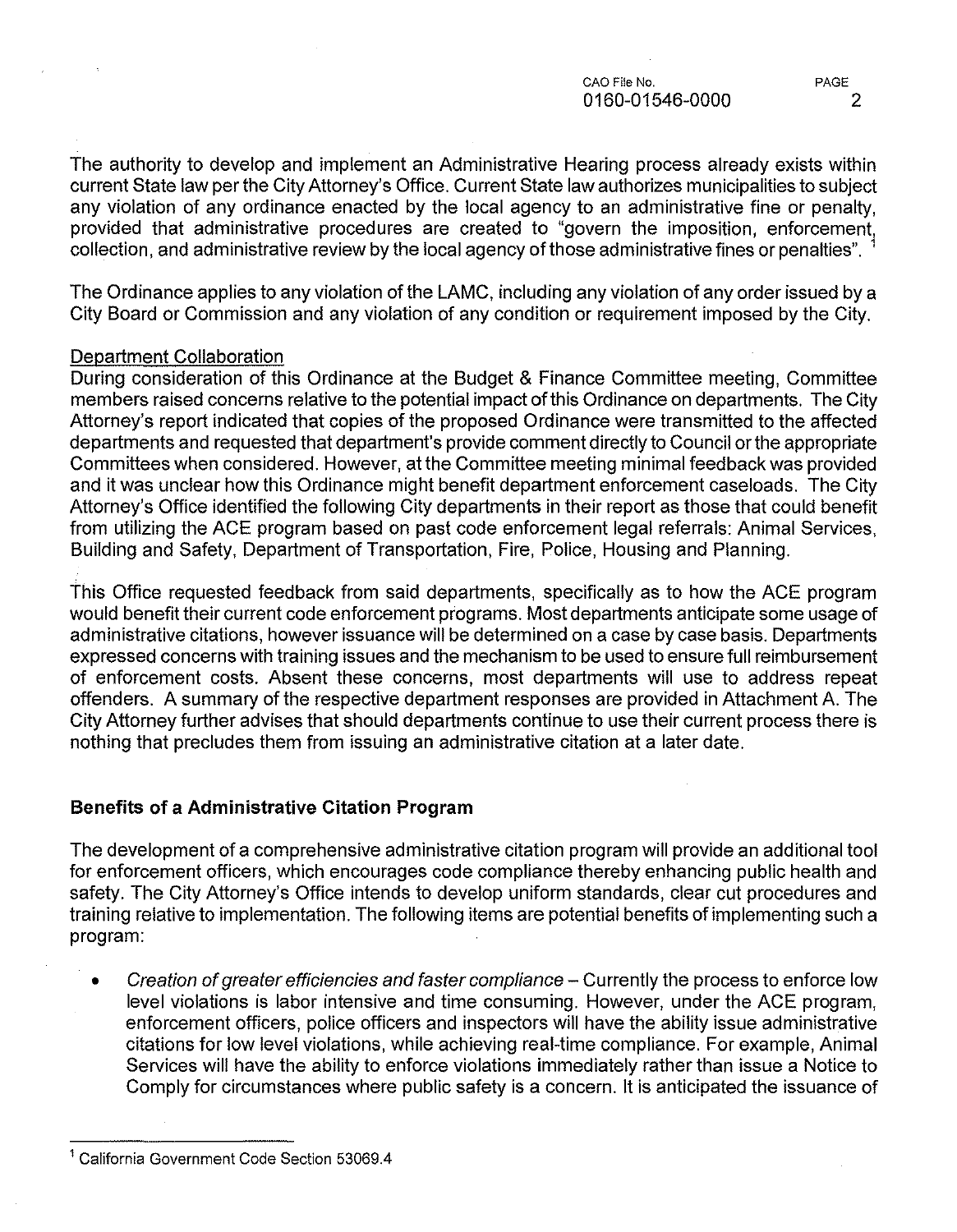The authority to develop and implement an Administrative Hearing process already exists within current State law per the City Attorney's Office. Current State law authorizes municipalities to subject any violation of any ordinance enacted by the local agency to an administrative fine or penalty, provided that administrative procedures are created to "govern the imposition, enforcement, collection, and administrative review by the local agency of those administrative fines or penalties". [1]

The Ordinance applies to any violation of the LAMC, including any violation of any order issued by a City Board or Commission and any violation of any condition or requirement imposed by the City.

Department Collaboration

During consideration of this Ordinance at the Budget & Finance Committee meeting, Committee members raised concerns relative to the potential impact of this Ordinance on departments. The City Attorney's report indicated that copies of the proposed Ordinance were transmitted to the affected departments and requested that department's provide comment directly to Council or the appropriate Committees when considered. However, at the Committee meeting minimal feedback was provided and it was unclear how this Ordinance might benefit department enforcement caseloads. The City Attorney's Office identified the following City departments in their report as those that could benefit from utilizing the ACE program based on past code enforcement legal referrals: Animal Services, Building and Safety, Department of Transportation, Fire, Police, Housing and Planning.

This Office requested feedback from said departments, specifically as to how the ACE program would benefit their current code enforcement programs. Most departments anticipate some usage of administrative citations, however issuance will be determined on a case by case basis. Departments expressed concerns with training issues and the mechanism to be used to ensure full reimbursement of enforcement costs. Absent these concerns, most departments will use to address repeat offenders. A summary of the respective department responses are provided in Attachment A. The City Attorney further advises that should departments continue to use their current process there is nothing that precludes them from issuing an administrative citation at a later date.

**Benefits of a Administrative Citation Program**

The development of a comprehensive administrative citation program will provide an additional tool for enforcement officers, which encourages code compliance thereby enhancing public health and safety. The City Attorney's Office intends to develop uniform standards, clear cut procedures and training relative to implementation. The following items are potential benefits of implementing such a program:

- *Creation of greater efficiencies and faster compliance* – Currently the process to enforce low level violations is labor intensive and time consuming. However, under the ACE program, enforcement officers, police officers and inspectors will have the ability issue administrative citations for low level violations, while achieving real-time compliance. For example, Animal Services will have the ability to enforce violations immediately rather than issue a Notice to Comply for circumstances where public safety is a concern. It is anticipated the issuance of

---

[1] California Government Code Section 53069.4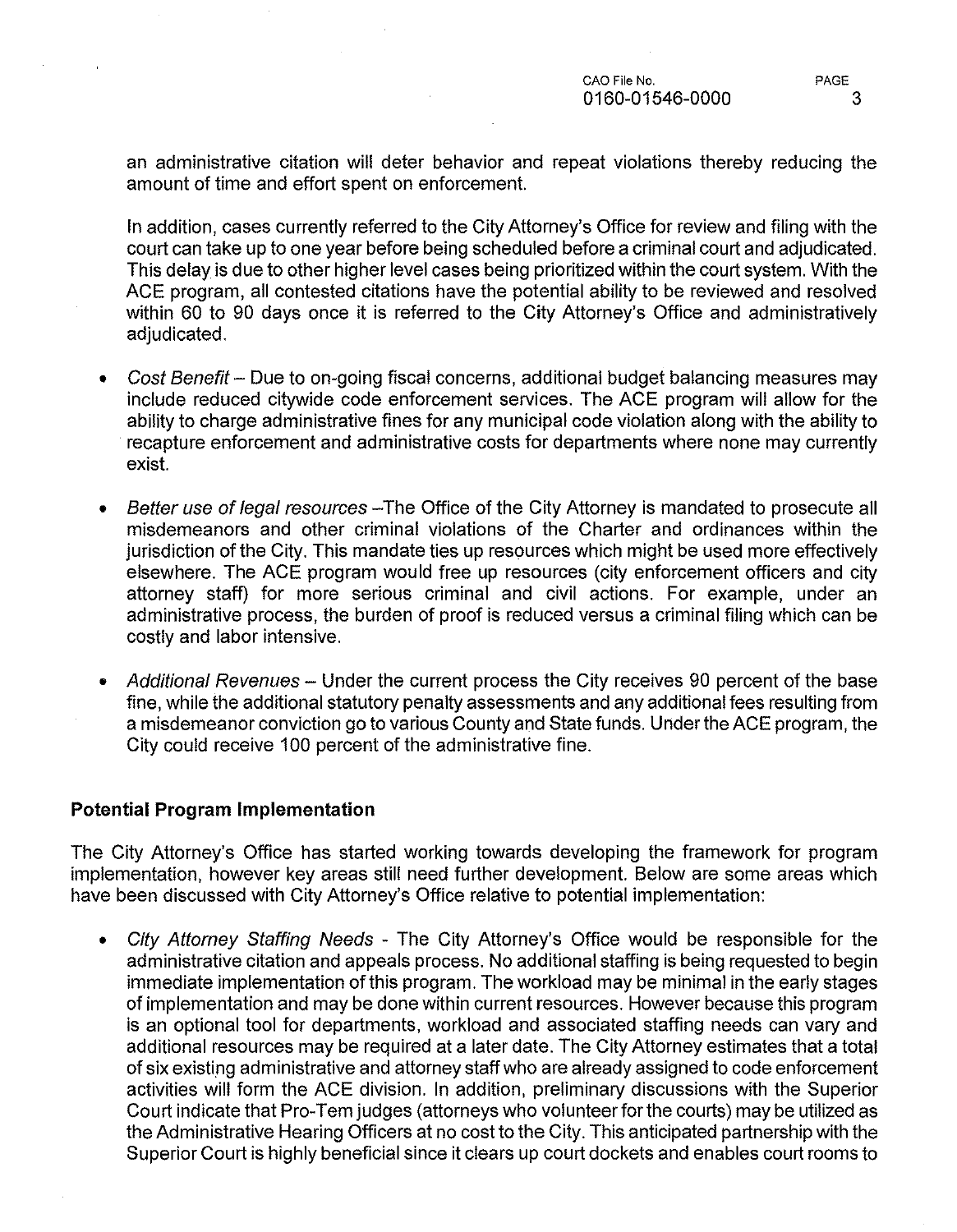an administrative citation will deter behavior and repeat violations thereby reducing the amount of time and effort spent on enforcement.

In addition, cases currently referred to the City Attorney's Office for review and filing with the court can take up to one year before being scheduled before a criminal court and adjudicated. This delay is due to other higher level cases being prioritized within the court system. With the ACE program, all contested citations have the potential ability to be reviewed and resolved within 60 to 90 days once it is referred to the City Attorney's Office and administratively adjudicated.

- *Cost Benefit* – Due to on-going fiscal concerns, additional budget balancing measures may include reduced citywide code enforcement services. The ACE program will allow for the ability to charge administrative fines for any municipal code violation along with the ability to recapture enforcement and administrative costs for departments where none may currently exist.

- *Better use of legal resources* –The Office of the City Attorney is mandated to prosecute all misdemeanors and other criminal violations of the Charter and ordinances within the jurisdiction of the City. This mandate ties up resources which might be used more effectively elsewhere. The ACE program would free up resources (city enforcement officers and city attorney staff) for more serious criminal and civil actions. For example, under an administrative process, the burden of proof is reduced versus a criminal filing which can be costly and labor intensive.

- *Additional Revenues* – Under the current process the City receives 90 percent of the base fine, while the additional statutory penalty assessments and any additional fees resulting from a misdemeanor conviction go to various County and State funds. Under the ACE program, the City could receive 100 percent of the administrative fine.

**Potential Program Implementation**

The City Attorney's Office has started working towards developing the framework for program implementation, however key areas still need further development. Below are some areas which have been discussed with City Attorney's Office relative to potential implementation:

- *City Attorney Staffing Needs* - The City Attorney's Office would be responsible for the administrative citation and appeals process. No additional staffing is being requested to begin immediate implementation of this program. The workload may be minimal in the early stages of implementation and may be done within current resources. However because this program is an optional tool for departments, workload and associated staffing needs can vary and additional resources may be required at a later date. The City Attorney estimates that a total of six existing administrative and attorney staff who are already assigned to code enforcement activities will form the ACE division. In addition, preliminary discussions with the Superior Court indicate that Pro-Tem judges (attorneys who volunteer for the courts) may be utilized as the Administrative Hearing Officers at no cost to the City. This anticipated partnership with the Superior Court is highly beneficial since it clears up court dockets and enables court rooms to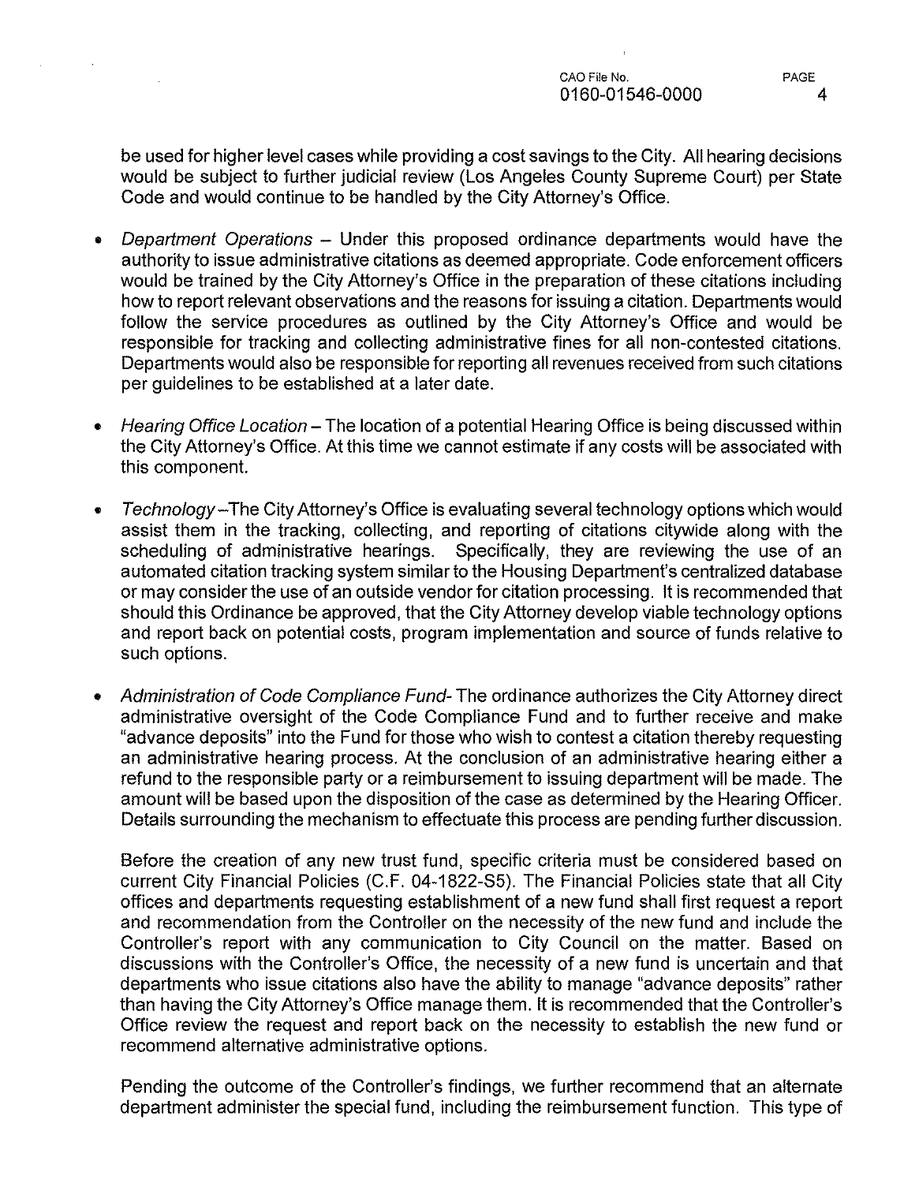be used for higher level cases while providing a cost savings to the City. All hearing decisions would be subject to further judicial review (Los Angeles County Supreme Court) per State Code and would continue to be handled by the City Attorney's Office.

- *Department Operations* – Under this proposed ordinance departments would have the authority to issue administrative citations as deemed appropriate. Code enforcement officers would be trained by the City Attorney's Office in the preparation of these citations including how to report relevant observations and the reasons for issuing a citation. Departments would follow the service procedures as outlined by the City Attorney's Office and would be responsible for tracking and collecting administrative fines for all non-contested citations. Departments would also be responsible for reporting all revenues received from such citations per guidelines to be established at a later date.

- *Hearing Office Location* – The location of a potential Hearing Office is being discussed within the City Attorney's Office. At this time we cannot estimate if any costs will be associated with this component.

- *Technology* –The City Attorney's Office is evaluating several technology options which would assist them in the tracking, collecting, and reporting of citations citywide along with the scheduling of administrative hearings. Specifically, they are reviewing the use of an automated citation tracking system similar to the Housing Department's centralized database or may consider the use of an outside vendor for citation processing. It is recommended that should this Ordinance be approved, that the City Attorney develop viable technology options and report back on potential costs, program implementation and source of funds relative to such options.

- *Administration of Code Compliance Fund*- The ordinance authorizes the City Attorney direct administrative oversight of the Code Compliance Fund and to further receive and make "advance deposits" into the Fund for those who wish to contest a citation thereby requesting an administrative hearing process. At the conclusion of an administrative hearing either a refund to the responsible party or a reimbursement to issuing department will be made. The amount will be based upon the disposition of the case as determined by the Hearing Officer. Details surrounding the mechanism to effectuate this process are pending further discussion.

  Before the creation of any new trust fund, specific criteria must be considered based on current City Financial Policies (C.F. 04-1822-S5). The Financial Policies state that all City offices and departments requesting establishment of a new fund shall first request a report and recommendation from the Controller on the necessity of the new fund and include the Controller's report with any communication to City Council on the matter. Based on discussions with the Controller's Office, the necessity of a new fund is uncertain and that departments who issue citations also have the ability to manage "advance deposits" rather than having the City Attorney's Office manage them. It is recommended that the Controller's Office review the request and report back on the necessity to establish the new fund or recommend alternative administrative options.

  Pending the outcome of the Controller's findings, we further recommend that an alternate department administer the special fund, including the reimbursement function. This type of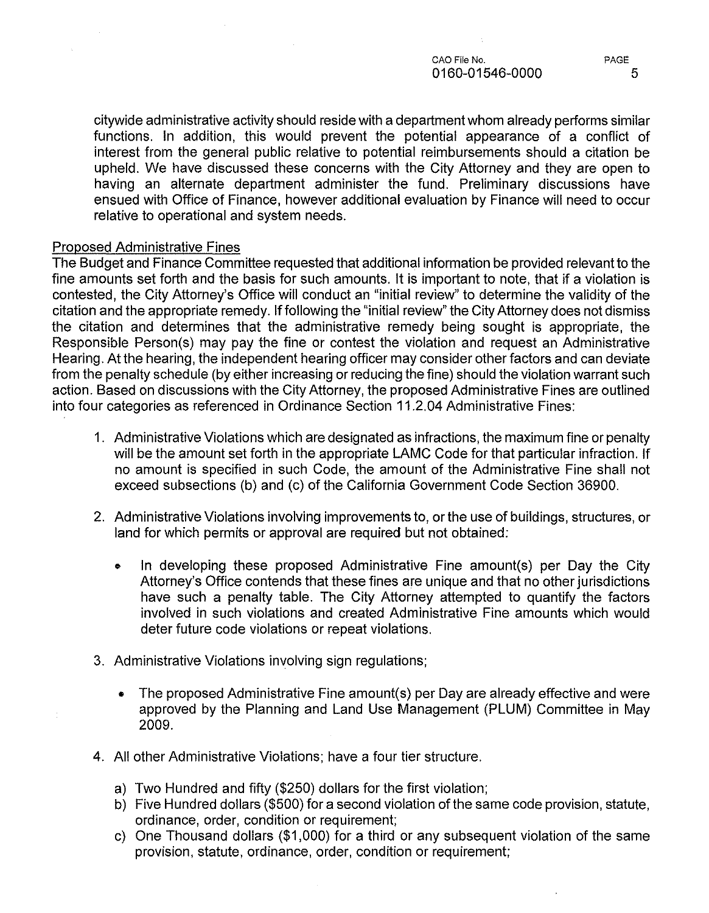citywide administrative activity should reside with a department whom already performs similar functions. In addition, this would prevent the potential appearance of a conflict of interest from the general public relative to potential reimbursements should a citation be upheld. We have discussed these concerns with the City Attorney and they are open to having an alternate department administer the fund. Preliminary discussions have ensued with Office of Finance, however additional evaluation by Finance will need to occur relative to operational and system needs.

Proposed Administrative Fines

The Budget and Finance Committee requested that additional information be provided relevant to the fine amounts set forth and the basis for such amounts. It is important to note, that if a violation is contested, the City Attorney's Office will conduct an "initial review" to determine the validity of the citation and the appropriate remedy. If following the "initial review" the City Attorney does not dismiss the citation and determines that the administrative remedy being sought is appropriate, the Responsible Person(s) may pay the fine or contest the violation and request an Administrative Hearing. At the hearing, the independent hearing officer may consider other factors and can deviate from the penalty schedule (by either increasing or reducing the fine) should the violation warrant such action. Based on discussions with the City Attorney, the proposed Administrative Fines are outlined into four categories as referenced in Ordinance Section 11.2.04 Administrative Fines:

1. Administrative Violations which are designated as infractions, the maximum fine or penalty will be the amount set forth in the appropriate LAMC Code for that particular infraction. If no amount is specified in such Code, the amount of the Administrative Fine shall not exceed subsections (b) and (c) of the California Government Code Section 36900.

2. Administrative Violations involving improvements to, or the use of buildings, structures, or land for which permits or approval are required but not obtained:

   - In developing these proposed Administrative Fine amount(s) per Day the City Attorney's Office contends that these fines are unique and that no other jurisdictions have such a penalty table. The City Attorney attempted to quantify the factors involved in such violations and created Administrative Fine amounts which would deter future code violations or repeat violations.

3. Administrative Violations involving sign regulations;

   - The proposed Administrative Fine amount(s) per Day are already effective and were approved by the Planning and Land Use Management (PLUM) Committee in May 2009.

4. All other Administrative Violations; have a four tier structure.

   a) Two Hundred and fifty ($250) dollars for the first violation;
   b) Five Hundred dollars ($500) for a second violation of the same code provision, statute, ordinance, order, condition or requirement;
   c) One Thousand dollars ($1,000) for a third or any subsequent violation of the same provision, statute, ordinance, order, condition or requirement;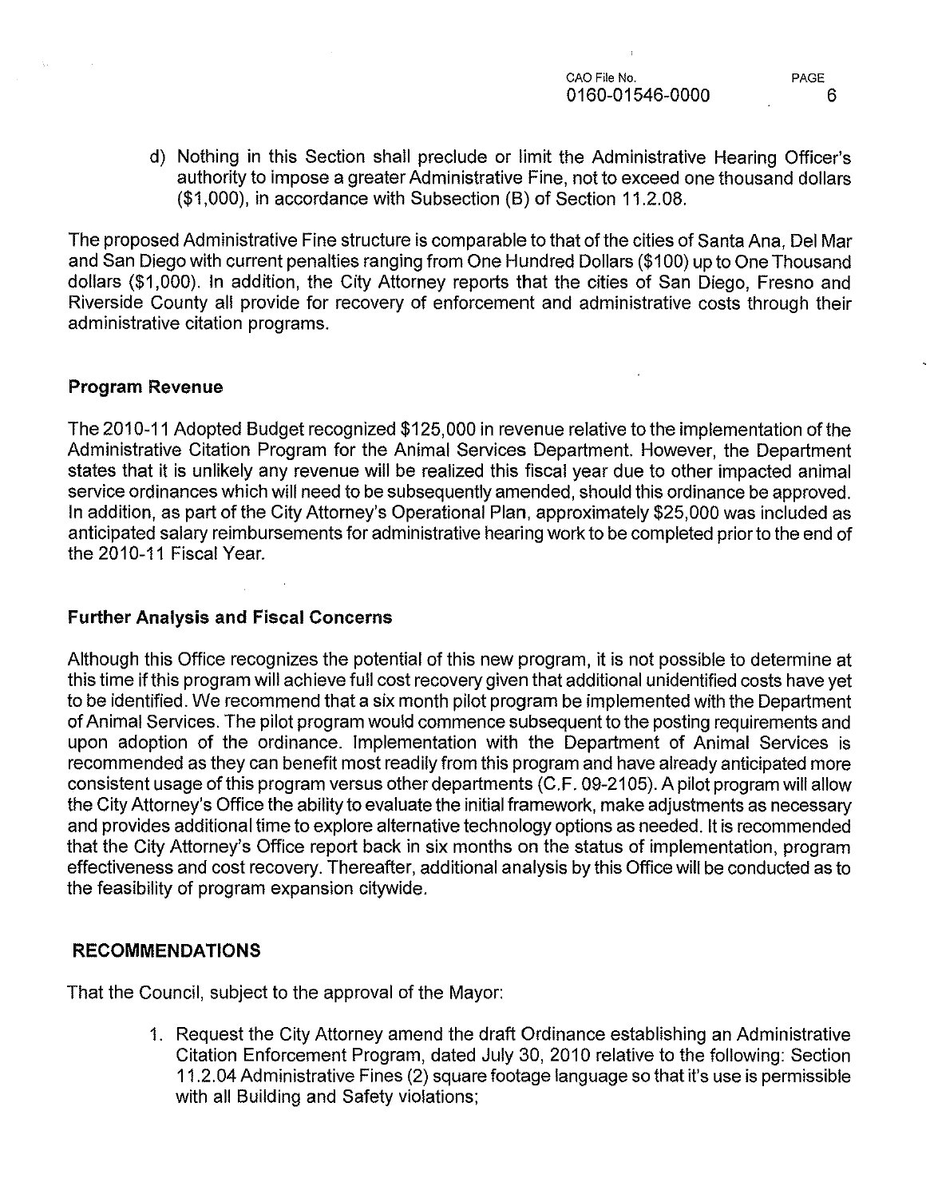d) Nothing in this Section shall preclude or limit the Administrative Hearing Officer's authority to impose a greater Administrative Fine, not to exceed one thousand dollars ($1,000), in accordance with Subsection (B) of Section 11.2.08.

The proposed Administrative Fine structure is comparable to that of the cities of Santa Ana, Del Mar and San Diego with current penalties ranging from One Hundred Dollars ($100) up to One Thousand dollars ($1,000). In addition, the City Attorney reports that the cities of San Diego, Fresno and Riverside County all provide for recovery of enforcement and administrative costs through their administrative citation programs.

**Program Revenue**

The 2010-11 Adopted Budget recognized $125,000 in revenue relative to the implementation of the Administrative Citation Program for the Animal Services Department. However, the Department states that it is unlikely any revenue will be realized this fiscal year due to other impacted animal service ordinances which will need to be subsequently amended, should this ordinance be approved. In addition, as part of the City Attorney's Operational Plan, approximately $25,000 was included as anticipated salary reimbursements for administrative hearing work to be completed prior to the end of the 2010-11 Fiscal Year.

**Further Analysis and Fiscal Concerns**

Although this Office recognizes the potential of this new program, it is not possible to determine at this time if this program will achieve full cost recovery given that additional unidentified costs have yet to be identified. We recommend that a six month pilot program be implemented with the Department of Animal Services. The pilot program would commence subsequent to the posting requirements and upon adoption of the ordinance. Implementation with the Department of Animal Services is recommended as they can benefit most readily from this program and have already anticipated more consistent usage of this program versus other departments (C.F. 09-2105). A pilot program will allow the City Attorney's Office the ability to evaluate the initial framework, make adjustments as necessary and provides additional time to explore alternative technology options as needed. It is recommended that the City Attorney's Office report back in six months on the status of implementation, program effectiveness and cost recovery. Thereafter, additional analysis by this Office will be conducted as to the feasibility of program expansion citywide.

**RECOMMENDATIONS**

That the Council, subject to the approval of the Mayor:

1. Request the City Attorney amend the draft Ordinance establishing an Administrative Citation Enforcement Program, dated July 30, 2010 relative to the following: Section 11.2.04 Administrative Fines (2) square footage language so that it's use is permissible with all Building and Safety violations;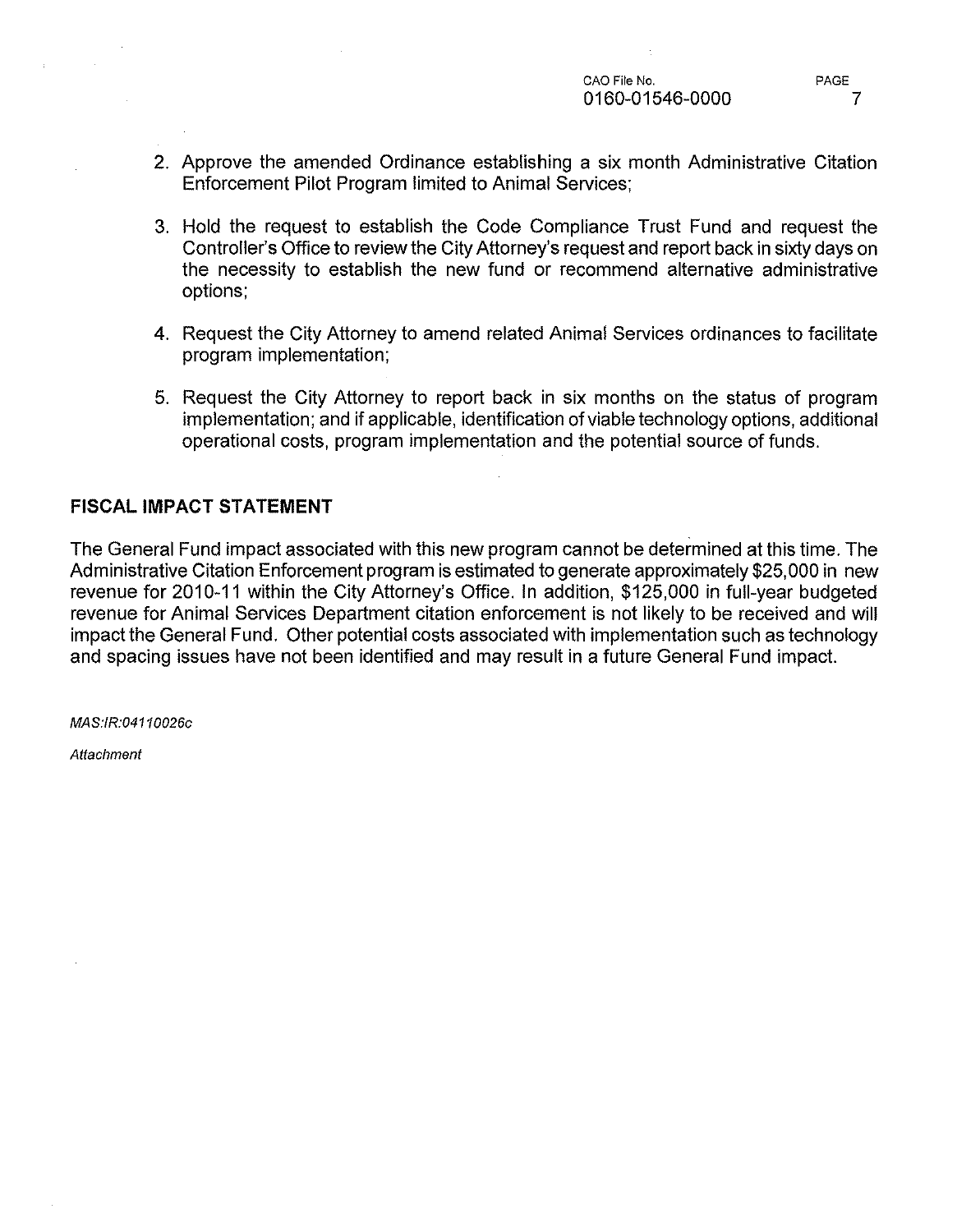2. Approve the amended Ordinance establishing a six month Administrative Citation Enforcement Pilot Program limited to Animal Services;

3. Hold the request to establish the Code Compliance Trust Fund and request the Controller's Office to review the City Attorney's request and report back in sixty days on the necessity to establish the new fund or recommend alternative administrative options;

4. Request the City Attorney to amend related Animal Services ordinances to facilitate program implementation;

5. Request the City Attorney to report back in six months on the status of program implementation; and if applicable, identification of viable technology options, additional operational costs, program implementation and the potential source of funds.

## FISCAL IMPACT STATEMENT

The General Fund impact associated with this new program cannot be determined at this time. The Administrative Citation Enforcement program is estimated to generate approximately $25,000 in new revenue for 2010-11 within the City Attorney's Office. In addition, $125,000 in full-year budgeted revenue for Animal Services Department citation enforcement is not likely to be received and will impact the General Fund. Other potential costs associated with implementation such as technology and spacing issues have not been identified and may result in a future General Fund impact.

*MAS:IR:04110026c*

*Attachment*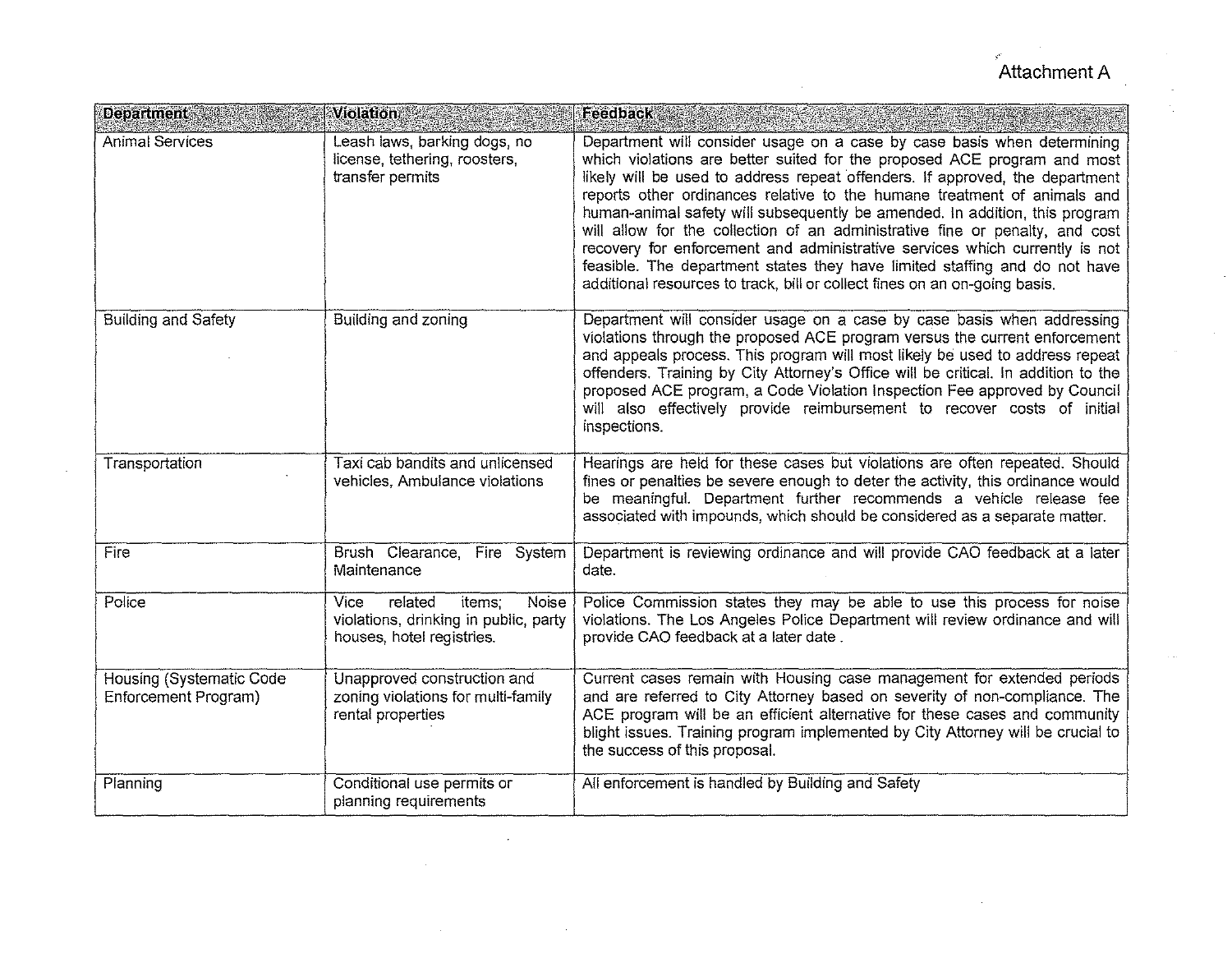Attachment A

| Department | Violation | Feedback |
|---|---|---|
| Animal Services | Leash laws, barking dogs, no license, tethering, roosters, transfer permits | Department will consider usage on a case by case basis when determining which violations are better suited for the proposed ACE program and most likely will be used to address repeat offenders. If approved, the department reports other ordinances relative to the humane treatment of animals and human-animal safety will subsequently be amended. In addition, this program will allow for the collection of an administrative fine or penalty, and cost recovery for enforcement and administrative services which currently is not feasible. The department states they have limited staffing and do not have additional resources to track, bill or collect fines on an on-going basis. |
| Building and Safety | Building and zoning | Department will consider usage on a case by case basis when addressing violations through the proposed ACE program versus the current enforcement and appeals process. This program will most likely be used to address repeat offenders. Training by City Attorney's Office will be critical. In addition to the proposed ACE program, a Code Violation Inspection Fee approved by Council will also effectively provide reimbursement to recover costs of initial inspections. |
| Transportation | Taxi cab bandits and unlicensed vehicles, Ambulance violations | Hearings are held for these cases but violations are often repeated. Should fines or penalties be severe enough to deter the activity, this ordinance would be meaningful. Department further recommends a vehicle release fee associated with impounds, which should be considered as a separate matter. |
| Fire | Brush Clearance, Fire System Maintenance | Department is reviewing ordinance and will provide CAO feedback at a later date. |
| Police | Vice related items; Noise violations, drinking in public, party houses, hotel registries. | Police Commission states they may be able to use this process for noise violations. The Los Angeles Police Department will review ordinance and will provide CAO feedback at a later date . |
| Housing (Systematic Code Enforcement Program) | Unapproved construction and zoning violations for multi-family rental properties | Current cases remain with Housing case management for extended periods and are referred to City Attorney based on severity of non-compliance. The ACE program will be an efficient alternative for these cases and community blight issues. Training program implemented by City Attorney will be crucial to the success of this proposal. |
| Planning | Conditional use permits or planning requirements | All enforcement is handled by Building and Safety |